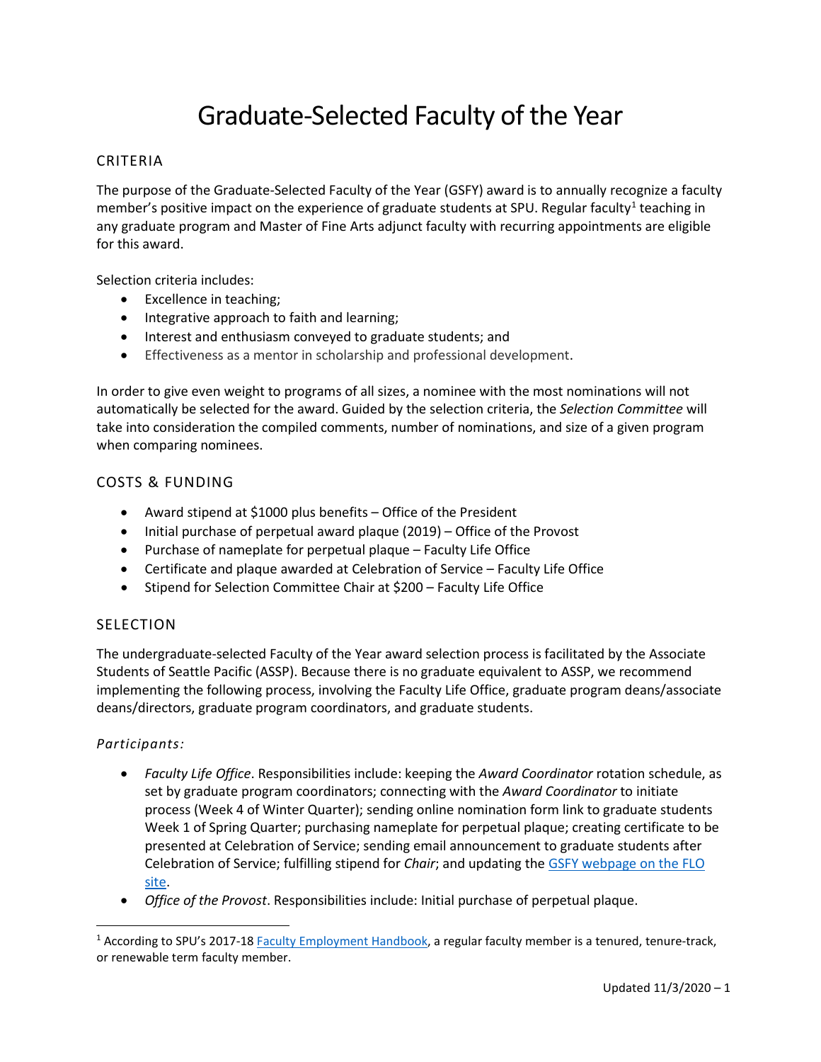# Graduate-Selected Faculty of the Year

## CRITERIA

The purpose of the Graduate-Selected Faculty of the Year (GSFY) award is to annually recognize a faculty member's positive impact on the experience of graduate students at SPU. Regular faculty[1] teaching in any graduate program and Master of Fine Arts adjunct faculty with recurring appointments are eligible for this award.

Selection criteria includes:

- Excellence in teaching;
- Integrative approach to faith and learning;
- Interest and enthusiasm conveyed to graduate students; and
- Effectiveness as a mentor in scholarship and professional development.

In order to give even weight to programs of all sizes, a nominee with the most nominations will not automatically be selected for the award. Guided by the selection criteria, the *Selection Committee* will take into consideration the compiled comments, number of nominations, and size of a given program when comparing nominees.

## COSTS & FUNDING

- Award stipend at $1000 plus benefits – Office of the President
- Initial purchase of perpetual award plaque (2019) – Office of the Provost
- Purchase of nameplate for perpetual plaque – Faculty Life Office
- Certificate and plaque awarded at Celebration of Service – Faculty Life Office
- Stipend for Selection Committee Chair at $200 – Faculty Life Office

## SELECTION

The undergraduate-selected Faculty of the Year award selection process is facilitated by the Associate Students of Seattle Pacific (ASSP). Because there is no graduate equivalent to ASSP, we recommend implementing the following process, involving the Faculty Life Office, graduate program deans/associate deans/directors, graduate program coordinators, and graduate students.

### *Participants:*

- *Faculty Life Office*. Responsibilities include: keeping the *Award Coordinator* rotation schedule, as set by graduate program coordinators; connecting with the *Award Coordinator* to initiate process (Week 4 of Winter Quarter); sending online nomination form link to graduate students Week 1 of Spring Quarter; purchasing nameplate for perpetual plaque; creating certificate to be presented at Celebration of Service; sending email announcement to graduate students after Celebration of Service; fulfilling stipend for *Chair*; and updating the GSFY webpage on the FLO site.
- *Office of the Provost*. Responsibilities include: Initial purchase of perpetual plaque.

[1] According to SPU's 2017-18 Faculty Employment Handbook, a regular faculty member is a tenured, tenure-track, or renewable term faculty member.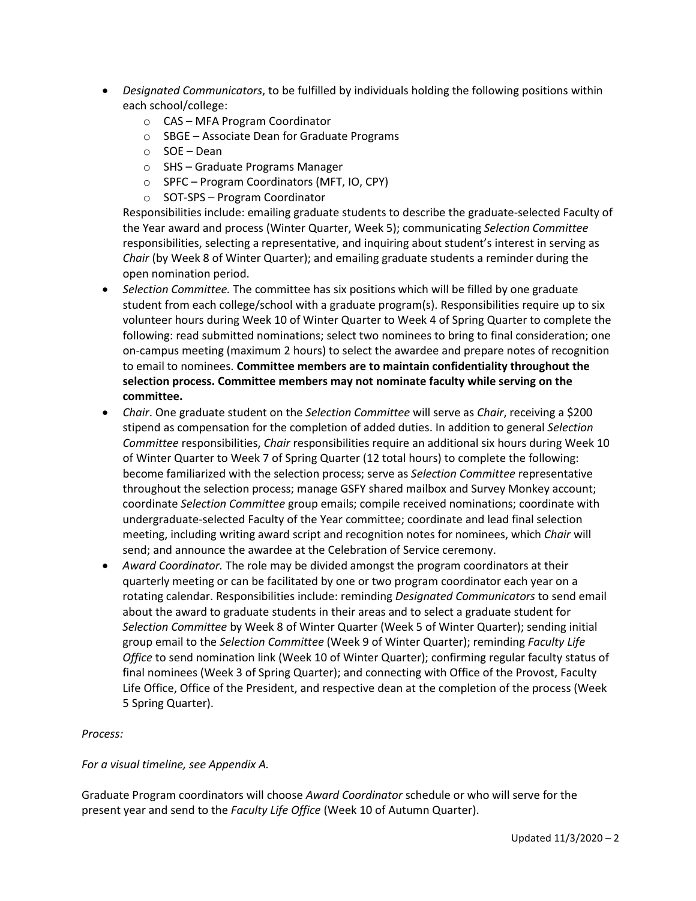- *Designated Communicators*, to be fulfilled by individuals holding the following positions within each school/college:
  - CAS – MFA Program Coordinator
  - SBGE – Associate Dean for Graduate Programs
  - SOE – Dean
  - SHS – Graduate Programs Manager
  - SPFC – Program Coordinators (MFT, IO, CPY)
  - SOT-SPS – Program Coordinator

  Responsibilities include: emailing graduate students to describe the graduate-selected Faculty of the Year award and process (Winter Quarter, Week 5); communicating *Selection Committee* responsibilities, selecting a representative, and inquiring about student's interest in serving as *Chair* (by Week 8 of Winter Quarter); and emailing graduate students a reminder during the open nomination period.
- *Selection Committee.* The committee has six positions which will be filled by one graduate student from each college/school with a graduate program(s). Responsibilities require up to six volunteer hours during Week 10 of Winter Quarter to Week 4 of Spring Quarter to complete the following: read submitted nominations; select two nominees to bring to final consideration; one on-campus meeting (maximum 2 hours) to select the awardee and prepare notes of recognition to email to nominees. **Committee members are to maintain confidentiality throughout the selection process. Committee members may not nominate faculty while serving on the committee.**
- *Chair*. One graduate student on the *Selection Committee* will serve as *Chair*, receiving a $200 stipend as compensation for the completion of added duties. In addition to general *Selection Committee* responsibilities, *Chair* responsibilities require an additional six hours during Week 10 of Winter Quarter to Week 7 of Spring Quarter (12 total hours) to complete the following: become familiarized with the selection process; serve as *Selection Committee* representative throughout the selection process; manage GSFY shared mailbox and Survey Monkey account; coordinate *Selection Committee* group emails; compile received nominations; coordinate with undergraduate-selected Faculty of the Year committee; coordinate and lead final selection meeting, including writing award script and recognition notes for nominees, which *Chair* will send; and announce the awardee at the Celebration of Service ceremony.
- *Award Coordinator.* The role may be divided amongst the program coordinators at their quarterly meeting or can be facilitated by one or two program coordinator each year on a rotating calendar. Responsibilities include: reminding *Designated Communicators* to send email about the award to graduate students in their areas and to select a graduate student for *Selection Committee* by Week 8 of Winter Quarter (Week 5 of Winter Quarter); sending initial group email to the *Selection Committee* (Week 9 of Winter Quarter); reminding *Faculty Life Office* to send nomination link (Week 10 of Winter Quarter); confirming regular faculty status of final nominees (Week 3 of Spring Quarter); and connecting with Office of the Provost, Faculty Life Office, Office of the President, and respective dean at the completion of the process (Week 5 Spring Quarter).

*Process:*

*For a visual timeline, see Appendix A.*

Graduate Program coordinators will choose *Award Coordinator* schedule or who will serve for the present year and send to the *Faculty Life Office* (Week 10 of Autumn Quarter).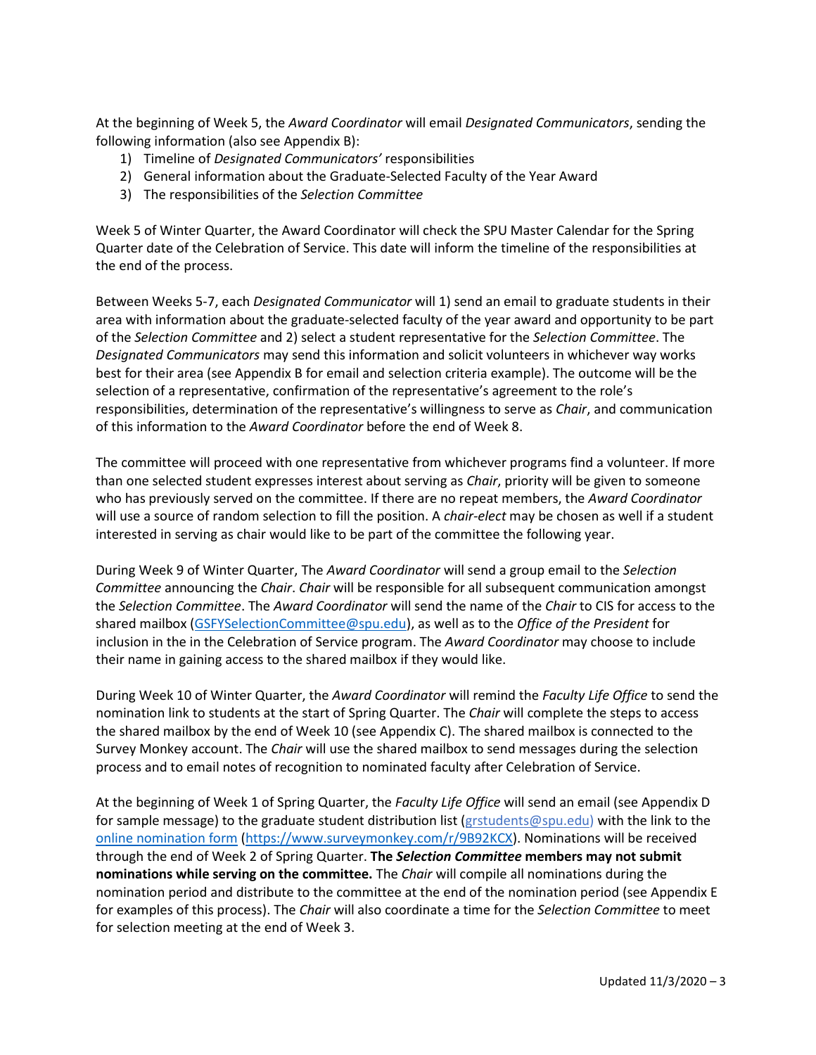At the beginning of Week 5, the *Award Coordinator* will email *Designated Communicators*, sending the following information (also see Appendix B):

1) Timeline of *Designated Communicators'* responsibilities
2) General information about the Graduate-Selected Faculty of the Year Award
3) The responsibilities of the *Selection Committee*

Week 5 of Winter Quarter, the Award Coordinator will check the SPU Master Calendar for the Spring Quarter date of the Celebration of Service. This date will inform the timeline of the responsibilities at the end of the process.

Between Weeks 5-7, each *Designated Communicator* will 1) send an email to graduate students in their area with information about the graduate-selected faculty of the year award and opportunity to be part of the *Selection Committee* and 2) select a student representative for the *Selection Committee*. The *Designated Communicators* may send this information and solicit volunteers in whichever way works best for their area (see Appendix B for email and selection criteria example). The outcome will be the selection of a representative, confirmation of the representative's agreement to the role's responsibilities, determination of the representative's willingness to serve as *Chair*, and communication of this information to the *Award Coordinator* before the end of Week 8.

The committee will proceed with one representative from whichever programs find a volunteer. If more than one selected student expresses interest about serving as *Chair*, priority will be given to someone who has previously served on the committee. If there are no repeat members, the *Award Coordinator* will use a source of random selection to fill the position. A *chair-elect* may be chosen as well if a student interested in serving as chair would like to be part of the committee the following year.

During Week 9 of Winter Quarter, The *Award Coordinator* will send a group email to the *Selection Committee* announcing the *Chair*. *Chair* will be responsible for all subsequent communication amongst the *Selection Committee*. The *Award Coordinator* will send the name of the *Chair* to CIS for access to the shared mailbox ([GSFYSelectionCommittee@spu.edu](mailto:GSFYSelectionCommittee@spu.edu)), as well as to the *Office of the President* for inclusion in the in the Celebration of Service program. The *Award Coordinator* may choose to include their name in gaining access to the shared mailbox if they would like.

During Week 10 of Winter Quarter, the *Award Coordinator* will remind the *Faculty Life Office* to send the nomination link to students at the start of Spring Quarter. The *Chair* will complete the steps to access the shared mailbox by the end of Week 10 (see Appendix C). The shared mailbox is connected to the Survey Monkey account. The *Chair* will use the shared mailbox to send messages during the selection process and to email notes of recognition to nominated faculty after Celebration of Service.

At the beginning of Week 1 of Spring Quarter, the *Faculty Life Office* will send an email (see Appendix D for sample message) to the graduate student distribution list (grstudents@spu.edu) with the link to the [online nomination form](https://www.surveymonkey.com/r/9B92KCX) (https://www.surveymonkey.com/r/9B92KCX). Nominations will be received through the end of Week 2 of Spring Quarter. **The *Selection Committee* members may not submit nominations while serving on the committee.** The *Chair* will compile all nominations during the nomination period and distribute to the committee at the end of the nomination period (see Appendix E for examples of this process). The *Chair* will also coordinate a time for the *Selection Committee* to meet for selection meeting at the end of Week 3.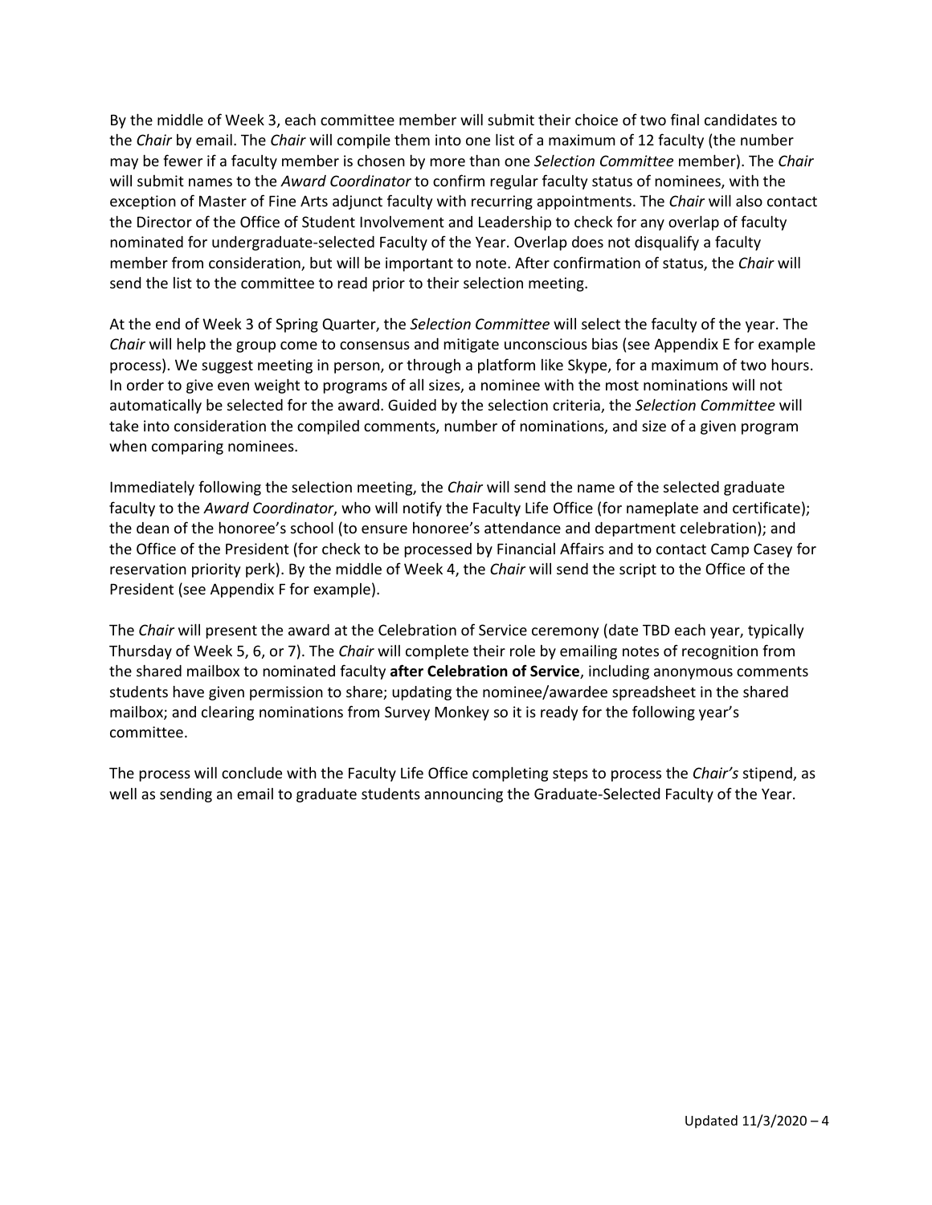By the middle of Week 3, each committee member will submit their choice of two final candidates to the *Chair* by email. The *Chair* will compile them into one list of a maximum of 12 faculty (the number may be fewer if a faculty member is chosen by more than one *Selection Committee* member). The *Chair* will submit names to the *Award Coordinator* to confirm regular faculty status of nominees, with the exception of Master of Fine Arts adjunct faculty with recurring appointments. The *Chair* will also contact the Director of the Office of Student Involvement and Leadership to check for any overlap of faculty nominated for undergraduate-selected Faculty of the Year. Overlap does not disqualify a faculty member from consideration, but will be important to note. After confirmation of status, the *Chair* will send the list to the committee to read prior to their selection meeting.

At the end of Week 3 of Spring Quarter, the *Selection Committee* will select the faculty of the year. The *Chair* will help the group come to consensus and mitigate unconscious bias (see Appendix E for example process). We suggest meeting in person, or through a platform like Skype, for a maximum of two hours. In order to give even weight to programs of all sizes, a nominee with the most nominations will not automatically be selected for the award. Guided by the selection criteria, the *Selection Committee* will take into consideration the compiled comments, number of nominations, and size of a given program when comparing nominees.

Immediately following the selection meeting, the *Chair* will send the name of the selected graduate faculty to the *Award Coordinator*, who will notify the Faculty Life Office (for nameplate and certificate); the dean of the honoree's school (to ensure honoree's attendance and department celebration); and the Office of the President (for check to be processed by Financial Affairs and to contact Camp Casey for reservation priority perk). By the middle of Week 4, the *Chair* will send the script to the Office of the President (see Appendix F for example).

The *Chair* will present the award at the Celebration of Service ceremony (date TBD each year, typically Thursday of Week 5, 6, or 7). The *Chair* will complete their role by emailing notes of recognition from the shared mailbox to nominated faculty **after Celebration of Service**, including anonymous comments students have given permission to share; updating the nominee/awardee spreadsheet in the shared mailbox; and clearing nominations from Survey Monkey so it is ready for the following year's committee.

The process will conclude with the Faculty Life Office completing steps to process the *Chair's* stipend, as well as sending an email to graduate students announcing the Graduate-Selected Faculty of the Year.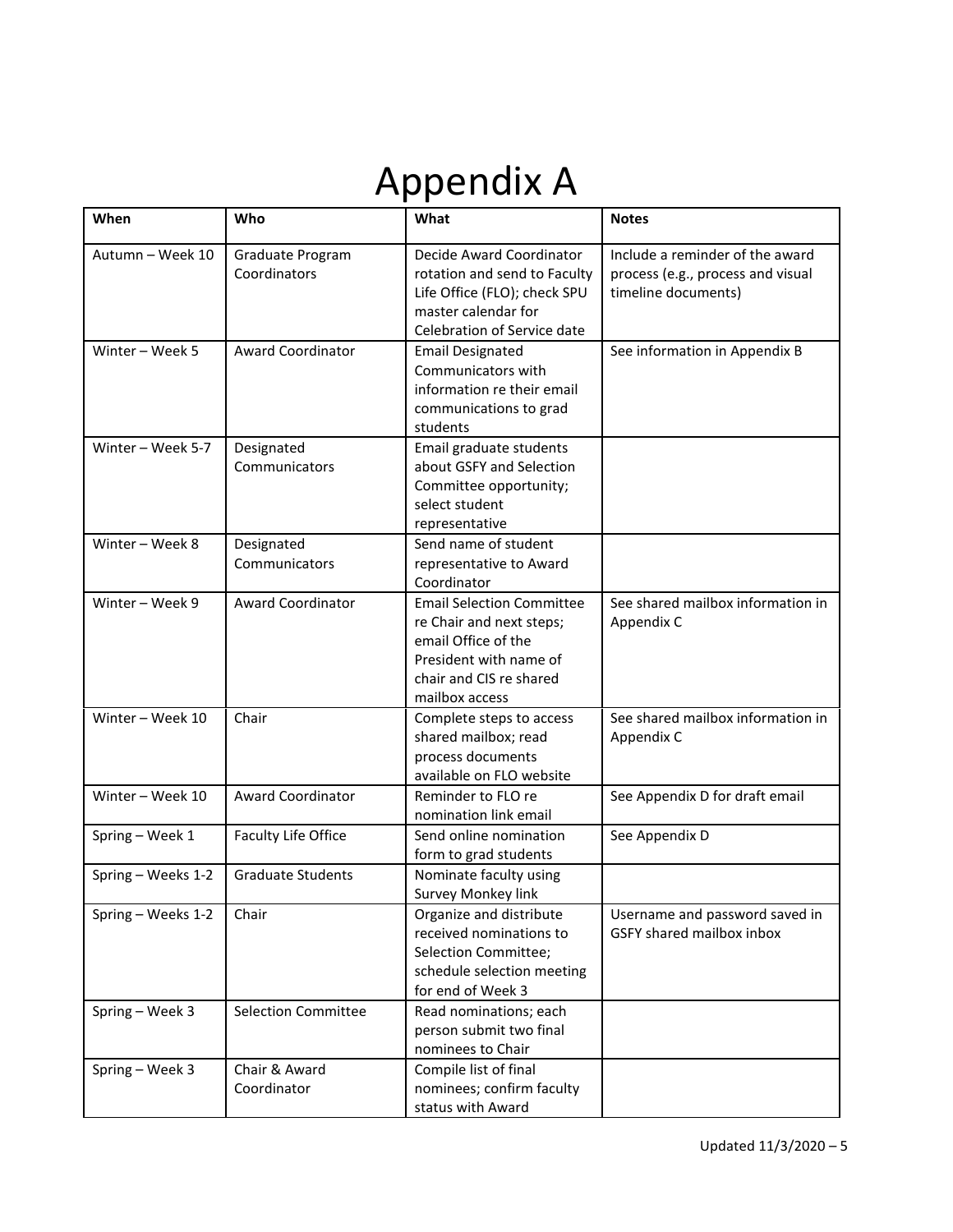# Appendix A

| When | Who | What | Notes |
|---|---|---|---|
| Autumn – Week 10 | Graduate Program Coordinators | Decide Award Coordinator rotation and send to Faculty Life Office (FLO); check SPU master calendar for Celebration of Service date | Include a reminder of the award process (e.g., process and visual timeline documents) |
| Winter – Week 5 | Award Coordinator | Email Designated Communicators with information re their email communications to grad students | See information in Appendix B |
| Winter – Week 5-7 | Designated Communicators | Email graduate students about GSFY and Selection Committee opportunity; select student representative | |
| Winter – Week 8 | Designated Communicators | Send name of student representative to Award Coordinator | |
| Winter – Week 9 | Award Coordinator | Email Selection Committee re Chair and next steps; email Office of the President with name of chair and CIS re shared mailbox access | See shared mailbox information in Appendix C |
| Winter – Week 10 | Chair | Complete steps to access shared mailbox; read process documents available on FLO website | See shared mailbox information in Appendix C |
| Winter – Week 10 | Award Coordinator | Reminder to FLO re nomination link email | See Appendix D for draft email |
| Spring – Week 1 | Faculty Life Office | Send online nomination form to grad students | See Appendix D |
| Spring – Weeks 1-2 | Graduate Students | Nominate faculty using Survey Monkey link | |
| Spring – Weeks 1-2 | Chair | Organize and distribute received nominations to Selection Committee; schedule selection meeting for end of Week 3 | Username and password saved in GSFY shared mailbox inbox |
| Spring – Week 3 | Selection Committee | Read nominations; each person submit two final nominees to Chair | |
| Spring – Week 3 | Chair & Award Coordinator | Compile list of final nominees; confirm faculty status with Award | |

Updated 11/3/2020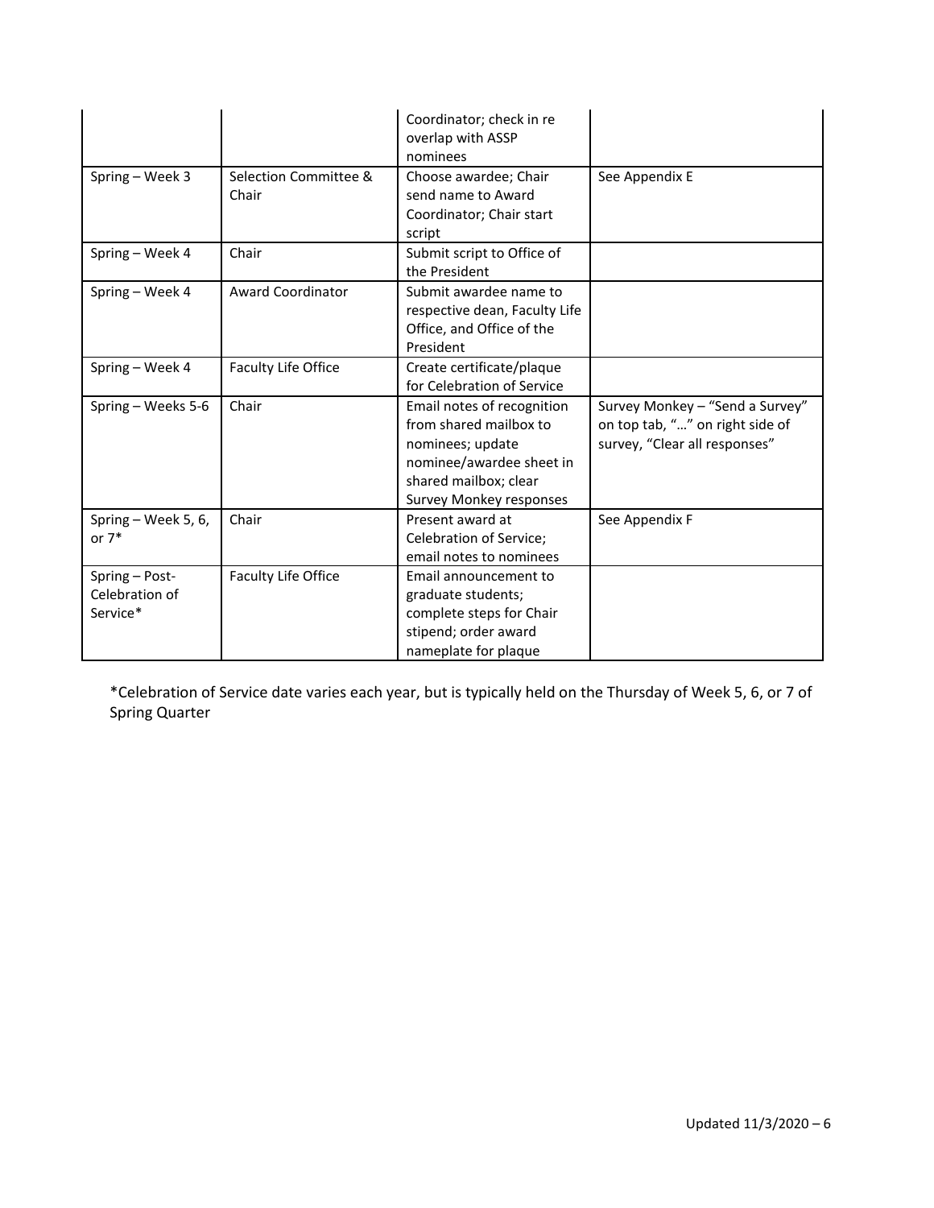| | | Coordinator; check in re overlap with ASSP nominees | |
|---|---|---|---|
| Spring – Week 3 | Selection Committee & Chair | Choose awardee; Chair send name to Award Coordinator; Chair start script | See Appendix E |
| Spring – Week 4 | Chair | Submit script to Office of the President | |
| Spring – Week 4 | Award Coordinator | Submit awardee name to respective dean, Faculty Life Office, and Office of the President | |
| Spring – Week 4 | Faculty Life Office | Create certificate/plaque for Celebration of Service | |
| Spring – Weeks 5-6 | Chair | Email notes of recognition from shared mailbox to nominees; update nominee/awardee sheet in shared mailbox; clear Survey Monkey responses | Survey Monkey – "Send a Survey" on top tab, "…" on right side of survey, "Clear all responses" |
| Spring – Week 5, 6, or 7* | Chair | Present award at Celebration of Service; email notes to nominees | See Appendix F |
| Spring – Post-Celebration of Service* | Faculty Life Office | Email announcement to graduate students; complete steps for Chair stipend; order award nameplate for plaque | |

*Celebration of Service date varies each year, but is typically held on the Thursday of Week 5, 6, or 7 of Spring Quarter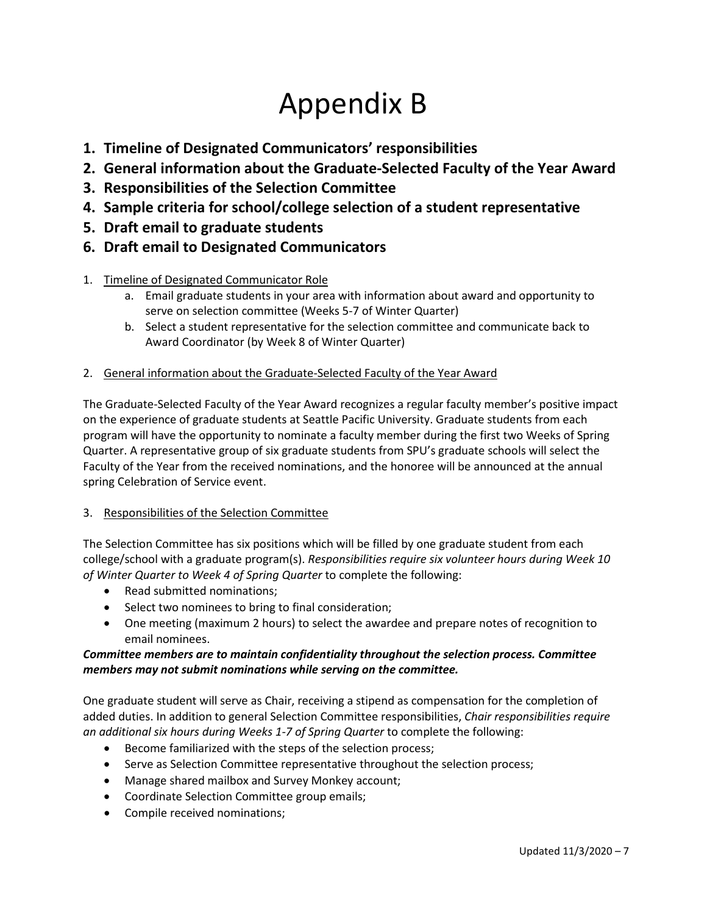# Appendix B

1. **Timeline of Designated Communicators' responsibilities**
2. **General information about the Graduate-Selected Faculty of the Year Award**
3. **Responsibilities of the Selection Committee**
4. **Sample criteria for school/college selection of a student representative**
5. **Draft email to graduate students**
6. **Draft email to Designated Communicators**

1. Timeline of Designated Communicator Role
    a. Email graduate students in your area with information about award and opportunity to serve on selection committee (Weeks 5-7 of Winter Quarter)
    b. Select a student representative for the selection committee and communicate back to Award Coordinator (by Week 8 of Winter Quarter)

2. General information about the Graduate-Selected Faculty of the Year Award

The Graduate-Selected Faculty of the Year Award recognizes a regular faculty member's positive impact on the experience of graduate students at Seattle Pacific University. Graduate students from each program will have the opportunity to nominate a faculty member during the first two Weeks of Spring Quarter. A representative group of six graduate students from SPU's graduate schools will select the Faculty of the Year from the received nominations, and the honoree will be announced at the annual spring Celebration of Service event.

3. Responsibilities of the Selection Committee

The Selection Committee has six positions which will be filled by one graduate student from each college/school with a graduate program(s). *Responsibilities require six volunteer hours during Week 10 of Winter Quarter to Week 4 of Spring Quarter* to complete the following:

- Read submitted nominations;
- Select two nominees to bring to final consideration;
- One meeting (maximum 2 hours) to select the awardee and prepare notes of recognition to email nominees.

***Committee members are to maintain confidentiality throughout the selection process. Committee members may not submit nominations while serving on the committee.***

One graduate student will serve as Chair, receiving a stipend as compensation for the completion of added duties. In addition to general Selection Committee responsibilities, *Chair responsibilities require an additional six hours during Weeks 1-7 of Spring Quarter* to complete the following:

- Become familiarized with the steps of the selection process;
- Serve as Selection Committee representative throughout the selection process;
- Manage shared mailbox and Survey Monkey account;
- Coordinate Selection Committee group emails;
- Compile received nominations;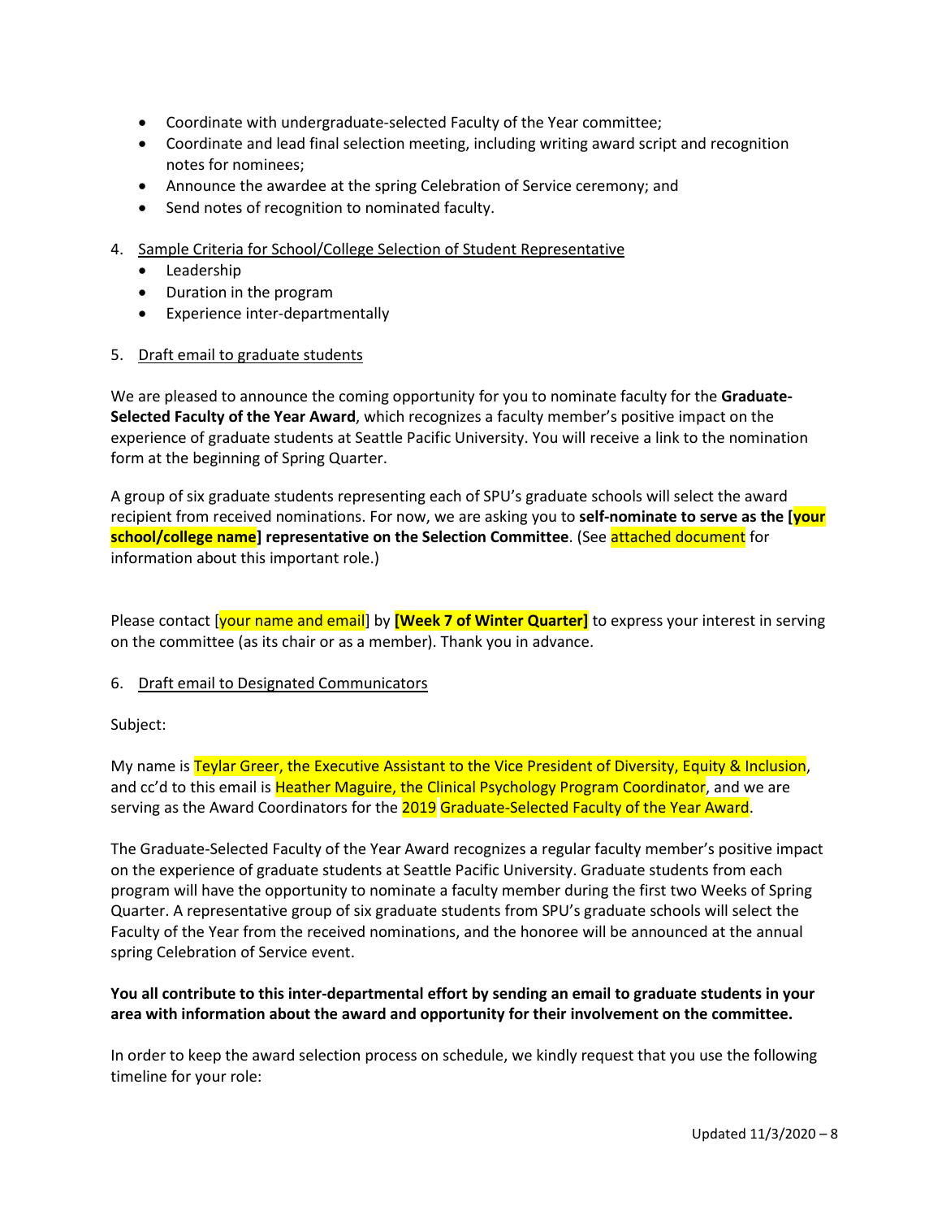- Coordinate with undergraduate-selected Faculty of the Year committee;
- Coordinate and lead final selection meeting, including writing award script and recognition notes for nominees;
- Announce the awardee at the spring Celebration of Service ceremony; and
- Send notes of recognition to nominated faculty.

4. Sample Criteria for School/College Selection of Student Representative
   - Leadership
   - Duration in the program
   - Experience inter-departmentally

5. Draft email to graduate students

We are pleased to announce the coming opportunity for you to nominate faculty for the **Graduate-Selected Faculty of the Year Award**, which recognizes a faculty member's positive impact on the experience of graduate students at Seattle Pacific University. You will receive a link to the nomination form at the beginning of Spring Quarter.

A group of six graduate students representing each of SPU's graduate schools will select the award recipient from received nominations. For now, we are asking you to **self-nominate to serve as the [your school/college name] representative on the Selection Committee**. (See attached document for information about this important role.)

Please contact [your name and email] by **[Week 7 of Winter Quarter]** to express your interest in serving on the committee (as its chair or as a member). Thank you in advance.

6. Draft email to Designated Communicators

Subject:

My name is Teylar Greer, the Executive Assistant to the Vice President of Diversity, Equity & Inclusion, and cc'd to this email is Heather Maguire, the Clinical Psychology Program Coordinator, and we are serving as the Award Coordinators for the 2019 Graduate-Selected Faculty of the Year Award.

The Graduate-Selected Faculty of the Year Award recognizes a regular faculty member's positive impact on the experience of graduate students at Seattle Pacific University. Graduate students from each program will have the opportunity to nominate a faculty member during the first two Weeks of Spring Quarter. A representative group of six graduate students from SPU's graduate schools will select the Faculty of the Year from the received nominations, and the honoree will be announced at the annual spring Celebration of Service event.

**You all contribute to this inter-departmental effort by sending an email to graduate students in your area with information about the award and opportunity for their involvement on the committee.**

In order to keep the award selection process on schedule, we kindly request that you use the following timeline for your role: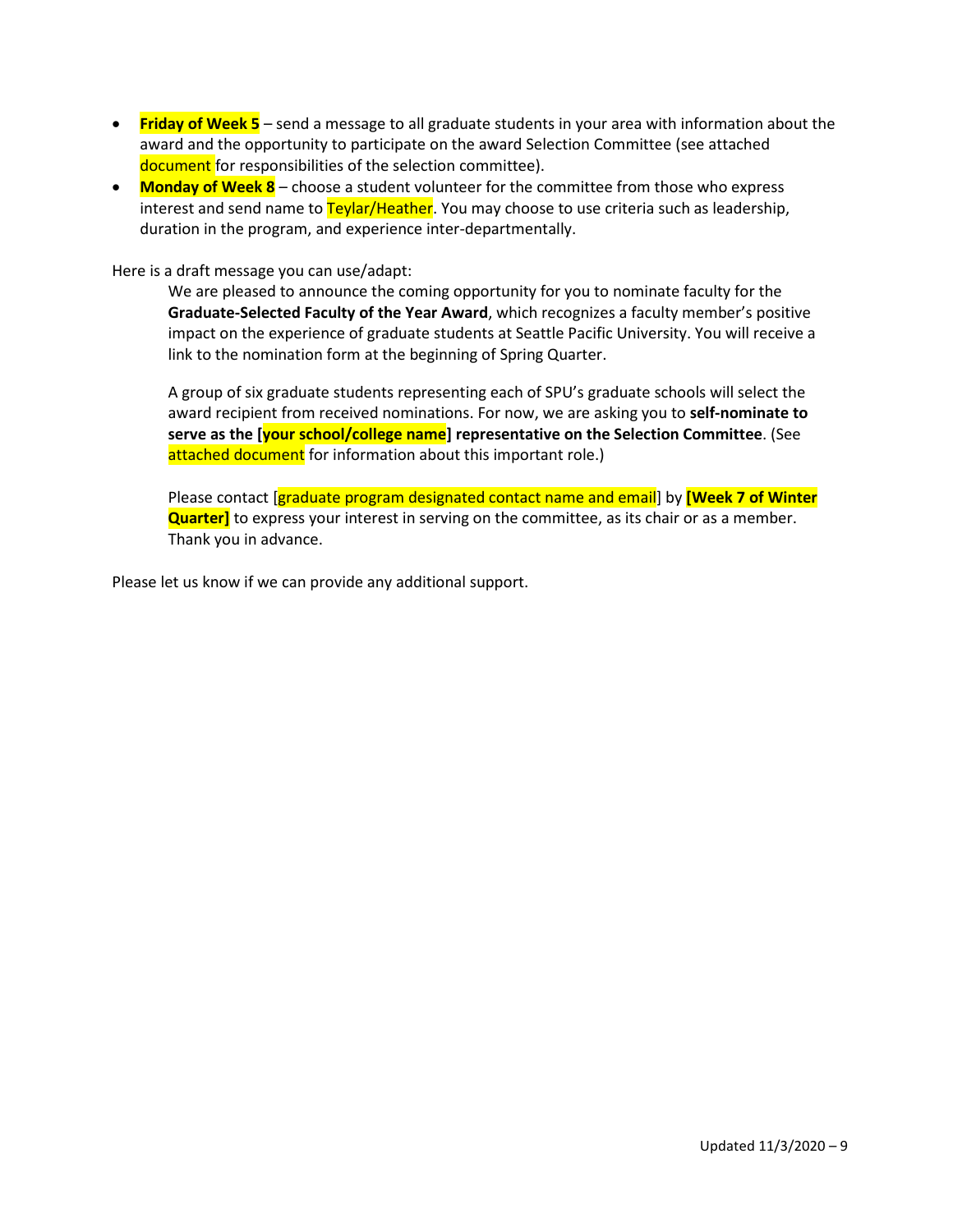- **Friday of Week 5** – send a message to all graduate students in your area with information about the award and the opportunity to participate on the award Selection Committee (see attached document for responsibilities of the selection committee).
- **Monday of Week 8** – choose a student volunteer for the committee from those who express interest and send name to Teylar/Heather. You may choose to use criteria such as leadership, duration in the program, and experience inter-departmentally.

Here is a draft message you can use/adapt:

> We are pleased to announce the coming opportunity for you to nominate faculty for the **Graduate-Selected Faculty of the Year Award**, which recognizes a faculty member's positive impact on the experience of graduate students at Seattle Pacific University. You will receive a link to the nomination form at the beginning of Spring Quarter.
>
> A group of six graduate students representing each of SPU's graduate schools will select the award recipient from received nominations. For now, we are asking you to **self-nominate to serve as the [your school/college name] representative on the Selection Committee**. (See attached document for information about this important role.)
>
> Please contact [graduate program designated contact name and email] by **[Week 7 of Winter Quarter]** to express your interest in serving on the committee, as its chair or as a member. Thank you in advance.

Please let us know if we can provide any additional support.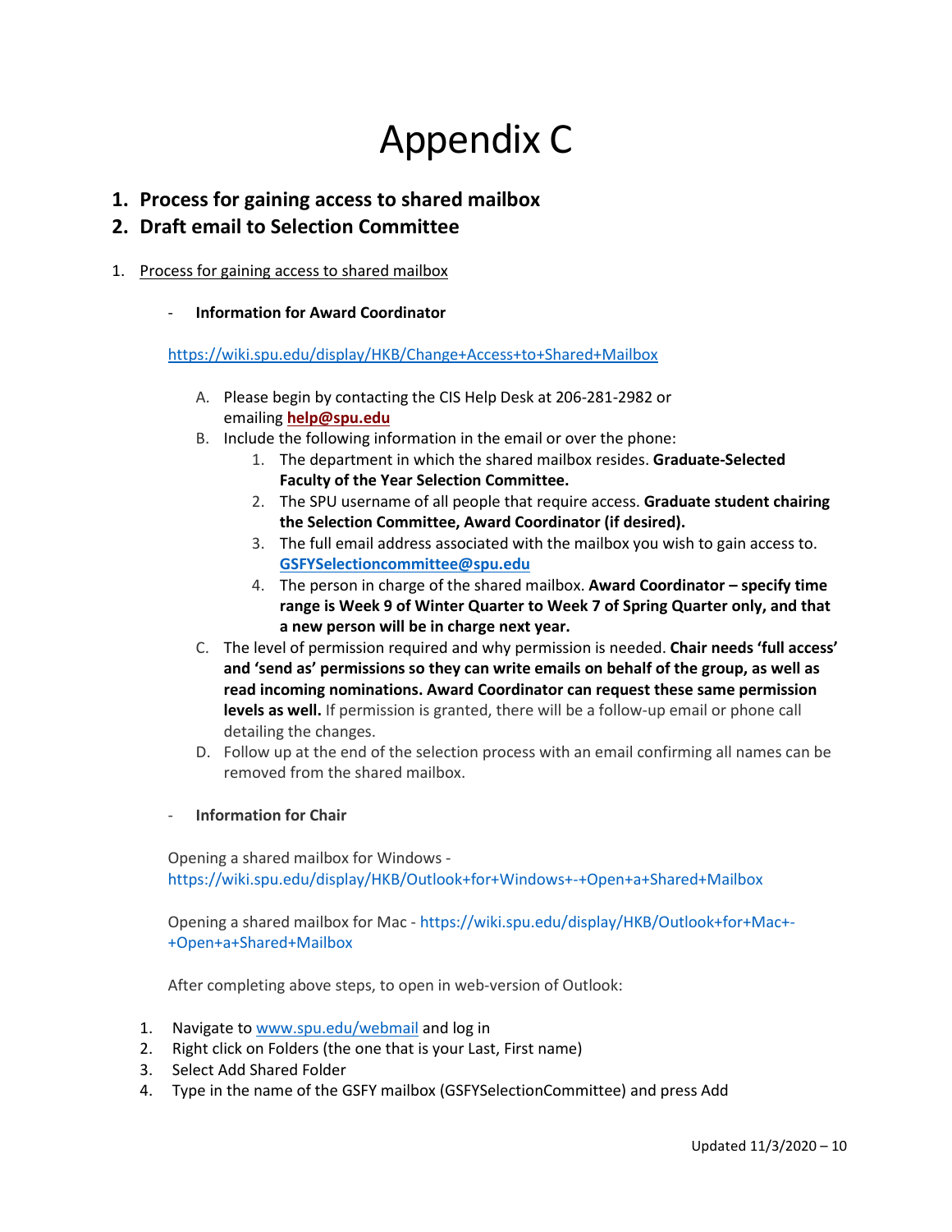# Appendix C

1. **Process for gaining access to shared mailbox**
2. **Draft email to Selection Committee**

1. Process for gaining access to shared mailbox

- **Information for Award Coordinator**

https://wiki.spu.edu/display/HKB/Change+Access+to+Shared+Mailbox

A. Please begin by contacting the CIS Help Desk at 206-281-2982 or emailing **help@spu.edu**
B. Include the following information in the email or over the phone:
    1. The department in which the shared mailbox resides. **Graduate-Selected Faculty of the Year Selection Committee.**
    2. The SPU username of all people that require access. **Graduate student chairing the Selection Committee, Award Coordinator (if desired).**
    3. The full email address associated with the mailbox you wish to gain access to. **GSFYSelectioncommittee@spu.edu**
    4. The person in charge of the shared mailbox. **Award Coordinator – specify time range is Week 9 of Winter Quarter to Week 7 of Spring Quarter only, and that a new person will be in charge next year.**
C. The level of permission required and why permission is needed. **Chair needs 'full access' and 'send as' permissions so they can write emails on behalf of the group, as well as read incoming nominations. Award Coordinator can request these same permission levels as well.** If permission is granted, there will be a follow-up email or phone call detailing the changes.
D. Follow up at the end of the selection process with an email confirming all names can be removed from the shared mailbox.

- **Information for Chair**

Opening a shared mailbox for Windows - https://wiki.spu.edu/display/HKB/Outlook+for+Windows+-+Open+a+Shared+Mailbox

Opening a shared mailbox for Mac - https://wiki.spu.edu/display/HKB/Outlook+for+Mac+-+Open+a+Shared+Mailbox

After completing above steps, to open in web-version of Outlook:

1. Navigate to www.spu.edu/webmail and log in
2. Right click on Folders (the one that is your Last, First name)
3. Select Add Shared Folder
4. Type in the name of the GSFY mailbox (GSFYSelectionCommittee) and press Add

Updated 11/3/2020 – 10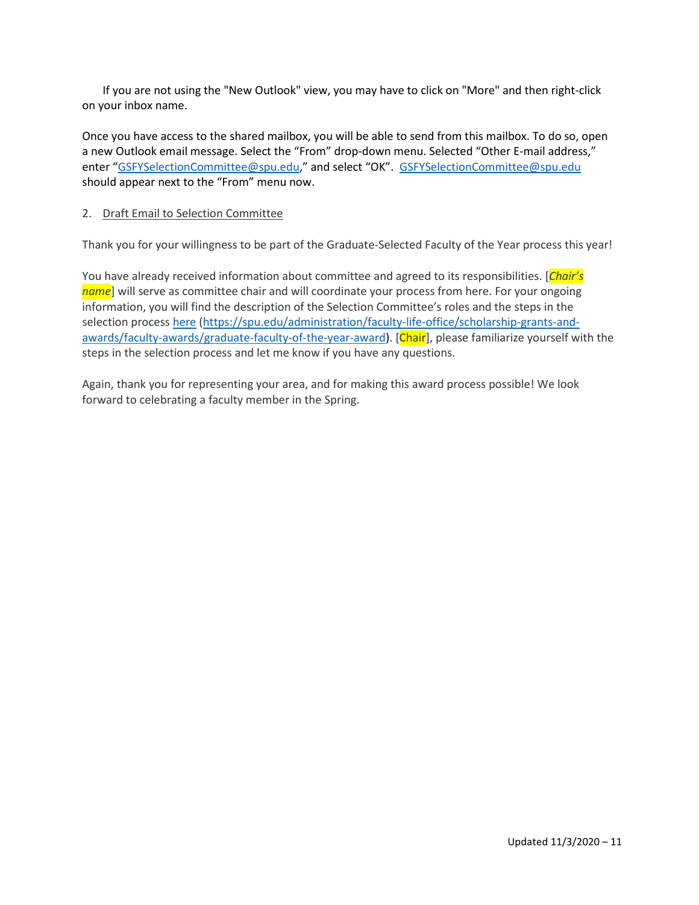If you are not using the "New Outlook" view, you may have to click on "More" and then right-click on your inbox name.

Once you have access to the shared mailbox, you will be able to send from this mailbox. To do so, open a new Outlook email message. Select the "From" drop-down menu. Selected "Other E-mail address," enter "[GSFYSelectionCommittee@spu.edu](mailto:GSFYSelectionCommittee@spu.edu)," and select "OK". [GSFYSelectionCommittee@spu.edu](mailto:GSFYSelectionCommittee@spu.edu) should appear next to the "From" menu now.

2. Draft Email to Selection Committee

Thank you for your willingness to be part of the Graduate-Selected Faculty of the Year process this year!

You have already received information about committee and agreed to its responsibilities. [*Chair's name*] will serve as committee chair and will coordinate your process from here. For your ongoing information, you will find the description of the Selection Committee's roles and the steps in the selection process [here](https://spu.edu/administration/faculty-life-office/scholarship-grants-and-awards/faculty-awards/graduate-faculty-of-the-year-award) (https://spu.edu/administration/faculty-life-office/scholarship-grants-and-awards/faculty-awards/graduate-faculty-of-the-year-award). [Chair], please familiarize yourself with the steps in the selection process and let me know if you have any questions.

Again, thank you for representing your area, and for making this award process possible! We look forward to celebrating a faculty member in the Spring.

Updated 11/3/2020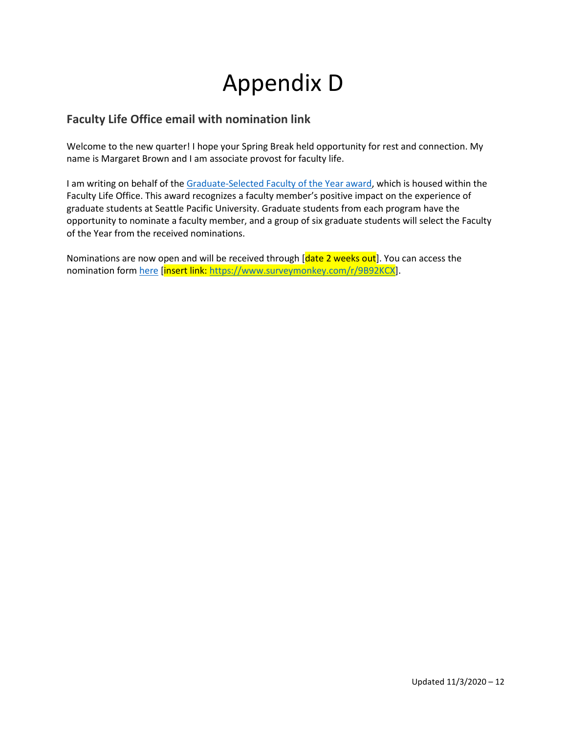# Appendix D

## Faculty Life Office email with nomination link

Welcome to the new quarter! I hope your Spring Break held opportunity for rest and connection. My name is Margaret Brown and I am associate provost for faculty life.

I am writing on behalf of the Graduate-Selected Faculty of the Year award, which is housed within the Faculty Life Office. This award recognizes a faculty member's positive impact on the experience of graduate students at Seattle Pacific University. Graduate students from each program have the opportunity to nominate a faculty member, and a group of six graduate students will select the Faculty of the Year from the received nominations.

Nominations are now open and will be received through [date 2 weeks out]. You can access the nomination form here [insert link: https://www.surveymonkey.com/r/9B92KCX].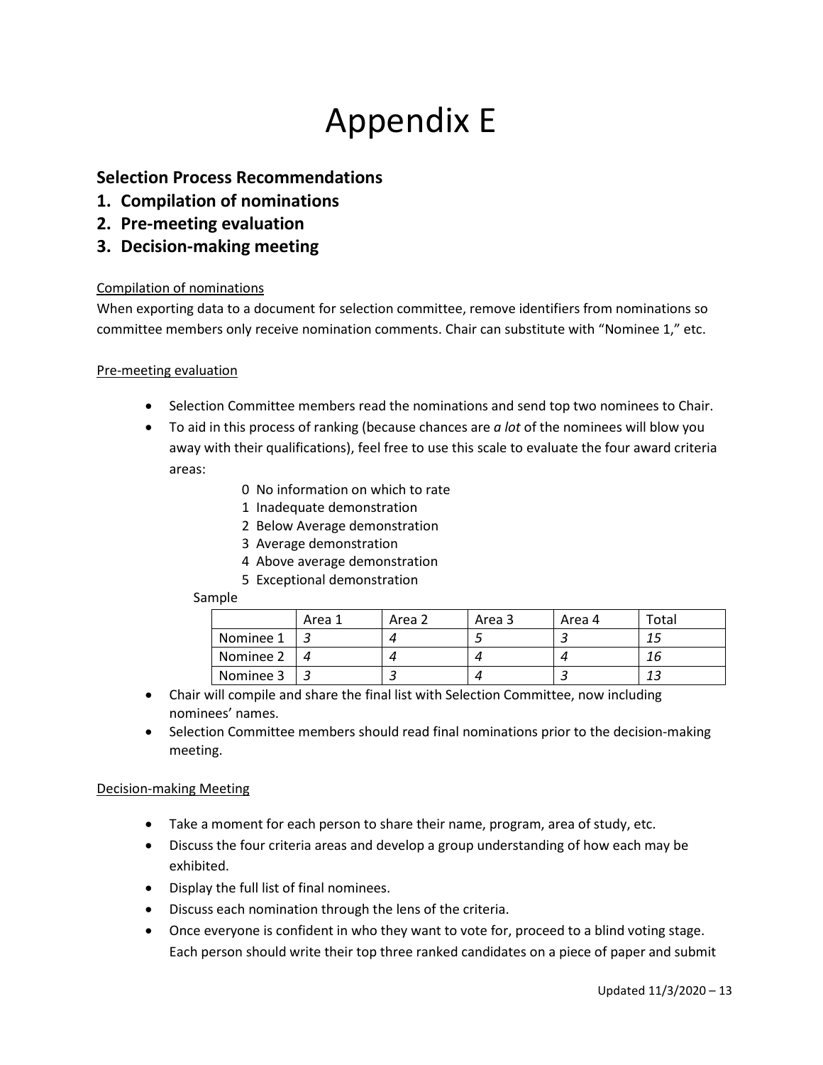# Appendix E

## Selection Process Recommendations

1. **Compilation of nominations**
2. **Pre-meeting evaluation**
3. **Decision-making meeting**

Compilation of nominations

When exporting data to a document for selection committee, remove identifiers from nominations so committee members only receive nomination comments. Chair can substitute with "Nominee 1," etc.

Pre-meeting evaluation

- Selection Committee members read the nominations and send top two nominees to Chair.
- To aid in this process of ranking (because chances are *a lot* of the nominees will blow you away with their qualifications), feel free to use this scale to evaluate the four award criteria areas:
  - 0 No information on which to rate
  - 1 Inadequate demonstration
  - 2 Below Average demonstration
  - 3 Average demonstration
  - 4 Above average demonstration
  - 5 Exceptional demonstration

Sample

| | Area 1 | Area 2 | Area 3 | Area 4 | Total |
|---|---|---|---|---|---|
| Nominee 1 | *3* | *4* | *5* | *3* | *15* |
| Nominee 2 | *4* | *4* | *4* | *4* | *16* |
| Nominee 3 | *3* | *3* | *4* | *3* | *13* |

- Chair will compile and share the final list with Selection Committee, now including nominees' names.
- Selection Committee members should read final nominations prior to the decision-making meeting.

Decision-making Meeting

- Take a moment for each person to share their name, program, area of study, etc.
- Discuss the four criteria areas and develop a group understanding of how each may be exhibited.
- Display the full list of final nominees.
- Discuss each nomination through the lens of the criteria.
- Once everyone is confident in who they want to vote for, proceed to a blind voting stage. Each person should write their top three ranked candidates on a piece of paper and submit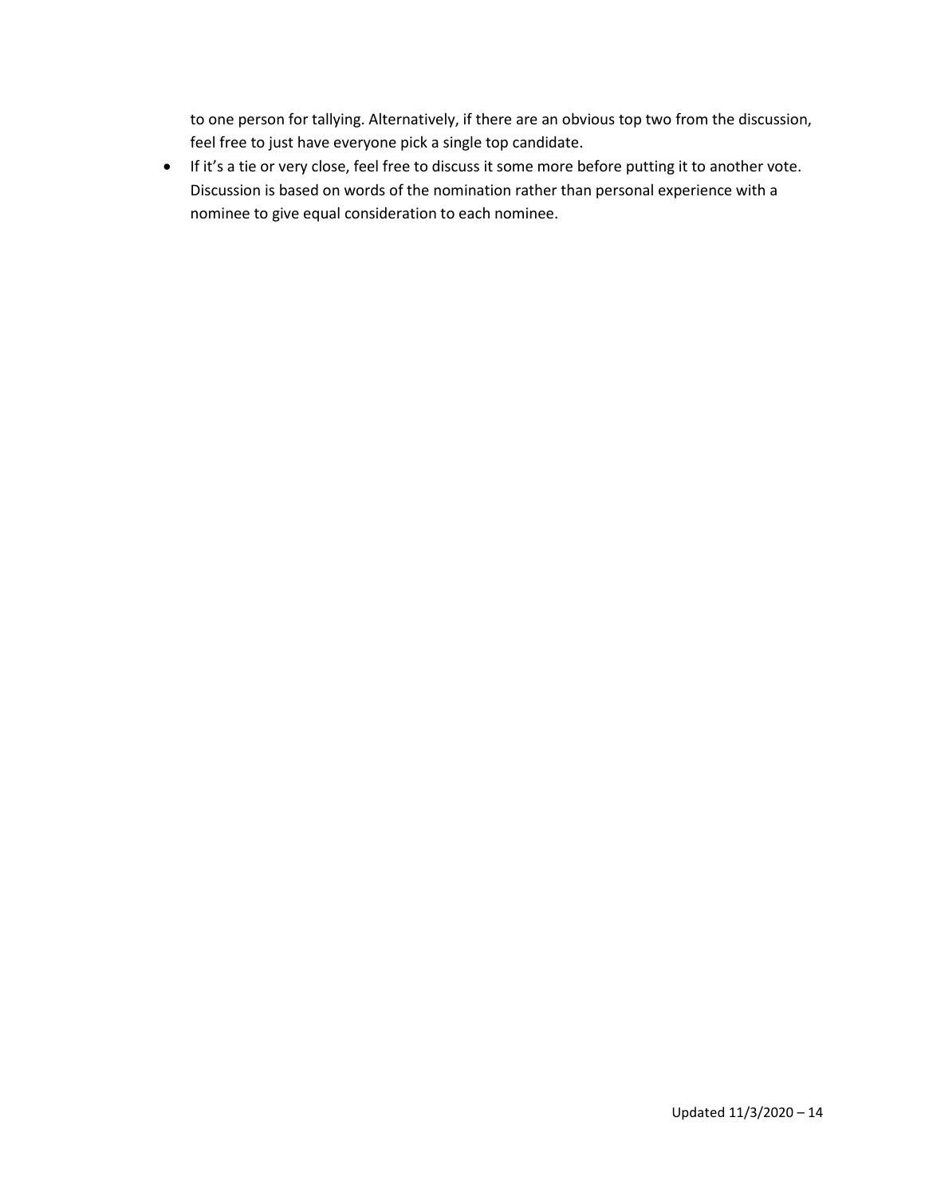to one person for tallying. Alternatively, if there are an obvious top two from the discussion, feel free to just have everyone pick a single top candidate.

- If it's a tie or very close, feel free to discuss it some more before putting it to another vote. Discussion is based on words of the nomination rather than personal experience with a nominee to give equal consideration to each nominee.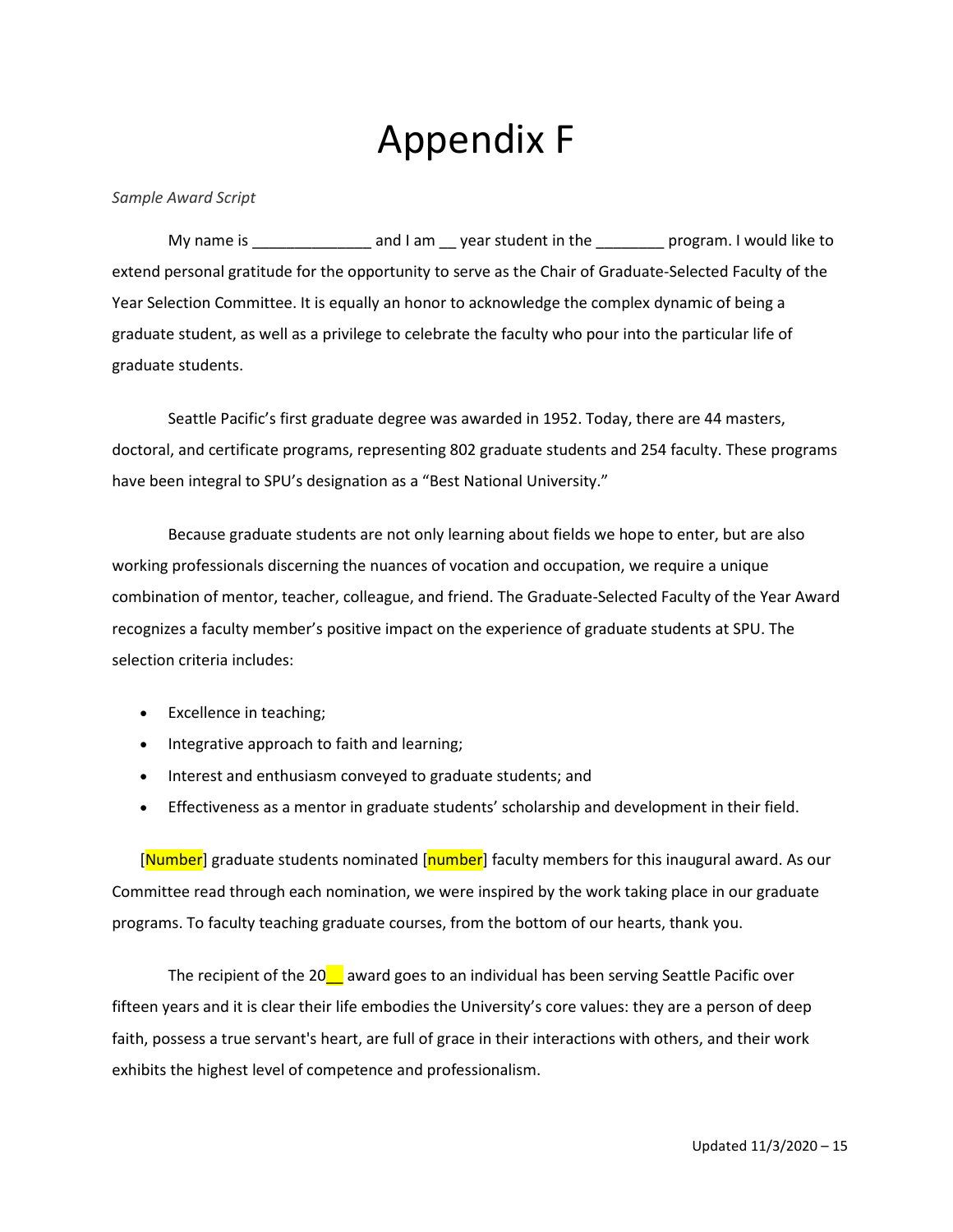# Appendix F

*Sample Award Script*

My name is ______________ and I am __ year student in the ________ program. I would like to extend personal gratitude for the opportunity to serve as the Chair of Graduate-Selected Faculty of the Year Selection Committee. It is equally an honor to acknowledge the complex dynamic of being a graduate student, as well as a privilege to celebrate the faculty who pour into the particular life of graduate students.

Seattle Pacific's first graduate degree was awarded in 1952. Today, there are 44 masters, doctoral, and certificate programs, representing 802 graduate students and 254 faculty. These programs have been integral to SPU's designation as a "Best National University."

Because graduate students are not only learning about fields we hope to enter, but are also working professionals discerning the nuances of vocation and occupation, we require a unique combination of mentor, teacher, colleague, and friend. The Graduate-Selected Faculty of the Year Award recognizes a faculty member's positive impact on the experience of graduate students at SPU. The selection criteria includes:

- Excellence in teaching;
- Integrative approach to faith and learning;
- Interest and enthusiasm conveyed to graduate students; and
- Effectiveness as a mentor in graduate students' scholarship and development in their field.

[Number] graduate students nominated [number] faculty members for this inaugural award. As our Committee read through each nomination, we were inspired by the work taking place in our graduate programs. To faculty teaching graduate courses, from the bottom of our hearts, thank you.

The recipient of the 20__ award goes to an individual has been serving Seattle Pacific over fifteen years and it is clear their life embodies the University's core values: they are a person of deep faith, possess a true servant's heart, are full of grace in their interactions with others, and their work exhibits the highest level of competence and professionalism.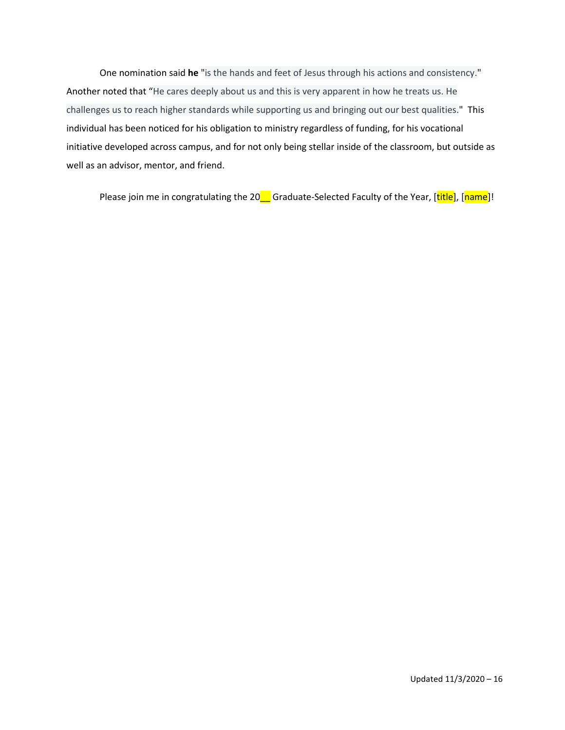One nomination said **he** "is the hands and feet of Jesus through his actions and consistency." Another noted that "He cares deeply about us and this is very apparent in how he treats us. He challenges us to reach higher standards while supporting us and bringing out our best qualities." This individual has been noticed for his obligation to ministry regardless of funding, for his vocational initiative developed across campus, and for not only being stellar inside of the classroom, but outside as well as an advisor, mentor, and friend.

Please join me in congratulating the 20__ Graduate-Selected Faculty of the Year, [title], [name]!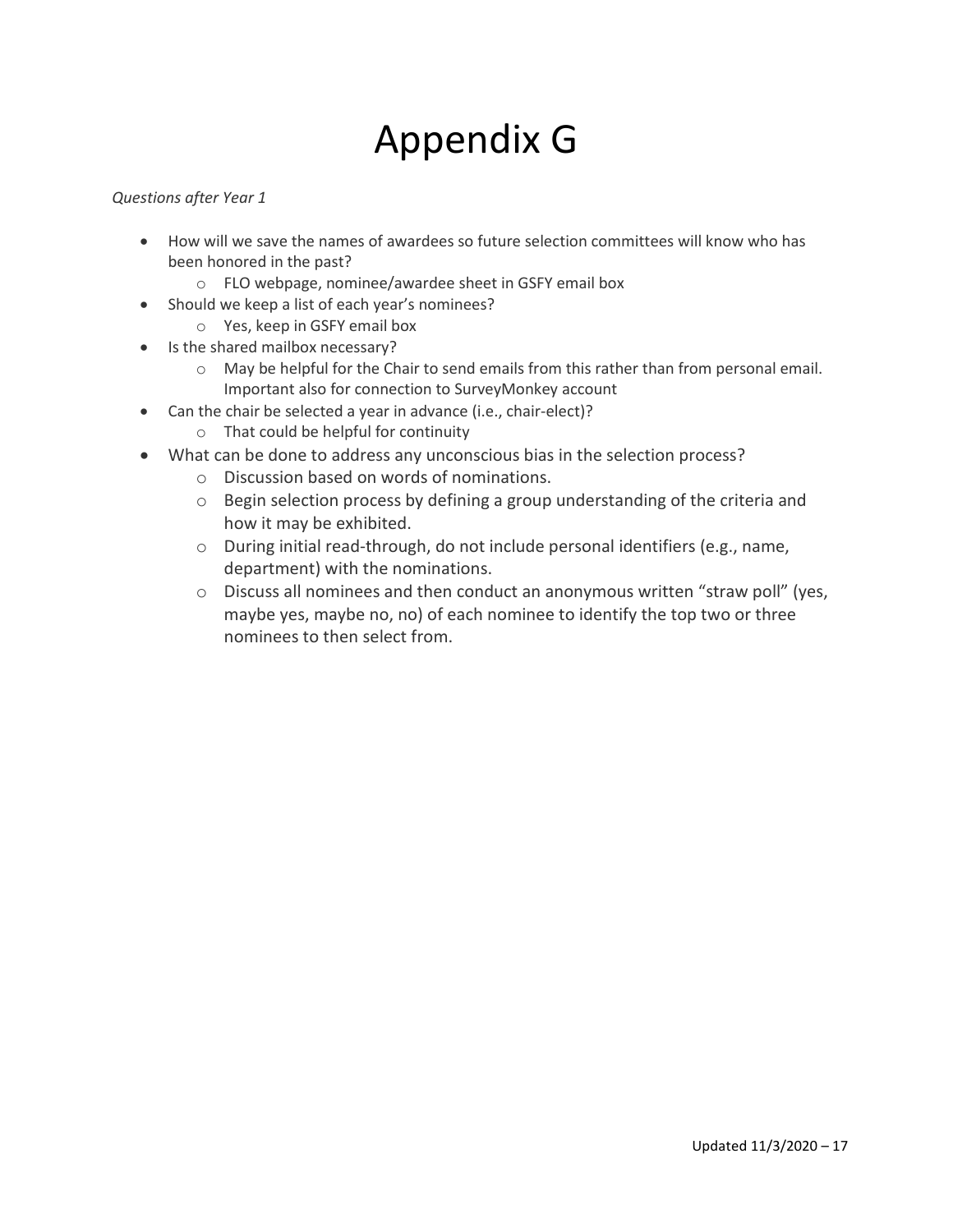# Appendix G

*Questions after Year 1*

- How will we save the names of awardees so future selection committees will know who has been honored in the past?
  - FLO webpage, nominee/awardee sheet in GSFY email box
- Should we keep a list of each year's nominees?
  - Yes, keep in GSFY email box
- Is the shared mailbox necessary?
  - May be helpful for the Chair to send emails from this rather than from personal email. Important also for connection to SurveyMonkey account
- Can the chair be selected a year in advance (i.e., chair-elect)?
  - That could be helpful for continuity
- What can be done to address any unconscious bias in the selection process?
  - Discussion based on words of nominations.
  - Begin selection process by defining a group understanding of the criteria and how it may be exhibited.
  - During initial read-through, do not include personal identifiers (e.g., name, department) with the nominations.
  - Discuss all nominees and then conduct an anonymous written "straw poll" (yes, maybe yes, maybe no, no) of each nominee to identify the top two or three nominees to then select from.

Updated 11/3/2020 – 17